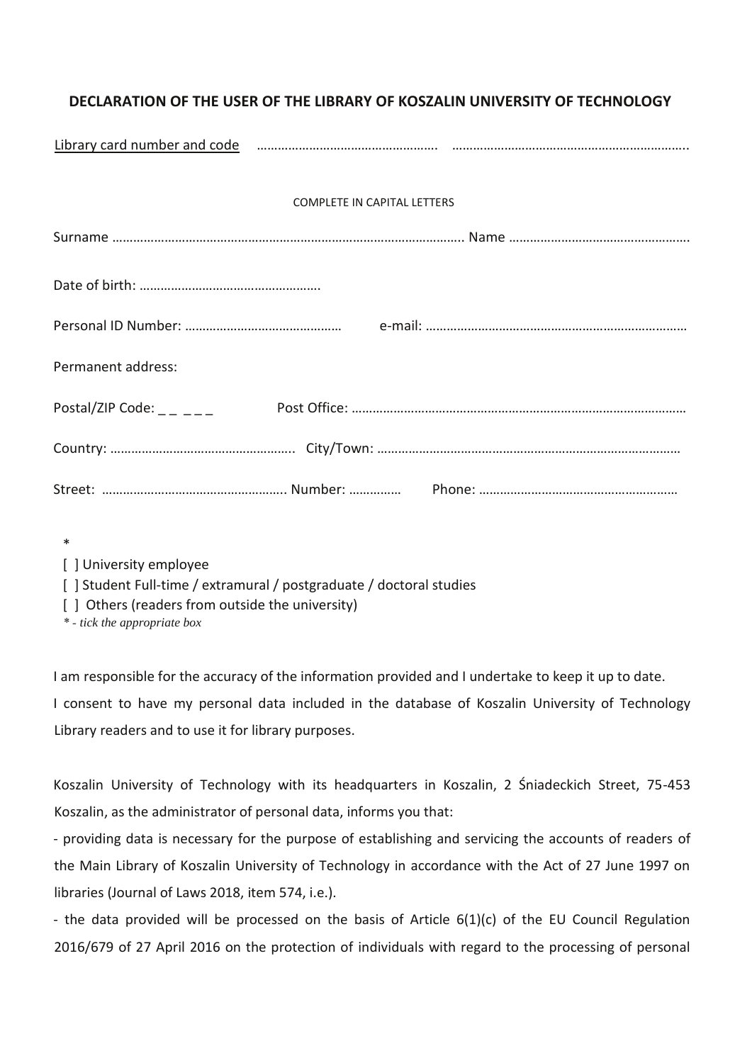**DECLARATION OF THE USER OF THE LIBRARY OF KOSZALIN UNIVERSITY OF TECHNOLOGY**

Library card number and code ……………………………………………. …………………………………………………………..

COMPLETE IN CAPITAL LETTERS

Surname ……………………………………………………………………………………….. Name …………………………………………….

Date of birth: …………………………………………….

Personal ID Number: ……………………………………… e-mail: …………………………………………………………………

Permanent address:

Postal/ZIP Code: _ _ _ _ _ Post Office: ……………………………………………………………………………………

Country: …………………………………………….. City/Town: ……………………………………………………………………………

Street: …………………………………………….. Number: …………… Phone: …………………………………………………

*

[ ] University employee

[ ] Student Full-time / extramural / postgraduate / doctoral studies

[ ] Others (readers from outside the university)

*\* - tick the appropriate box*

I am responsible for the accuracy of the information provided and I undertake to keep it up to date.

I consent to have my personal data included in the database of Koszalin University of Technology Library readers and to use it for library purposes.

Koszalin University of Technology with its headquarters in Koszalin, 2 Śniadeckich Street, 75-453 Koszalin, as the administrator of personal data, informs you that:

- providing data is necessary for the purpose of establishing and servicing the accounts of readers of the Main Library of Koszalin University of Technology in accordance with the Act of 27 June 1997 on libraries (Journal of Laws 2018, item 574, i.e.).
- the data provided will be processed on the basis of Article 6(1)(c) of the EU Council Regulation 2016/679 of 27 April 2016 on the protection of individuals with regard to the processing of personal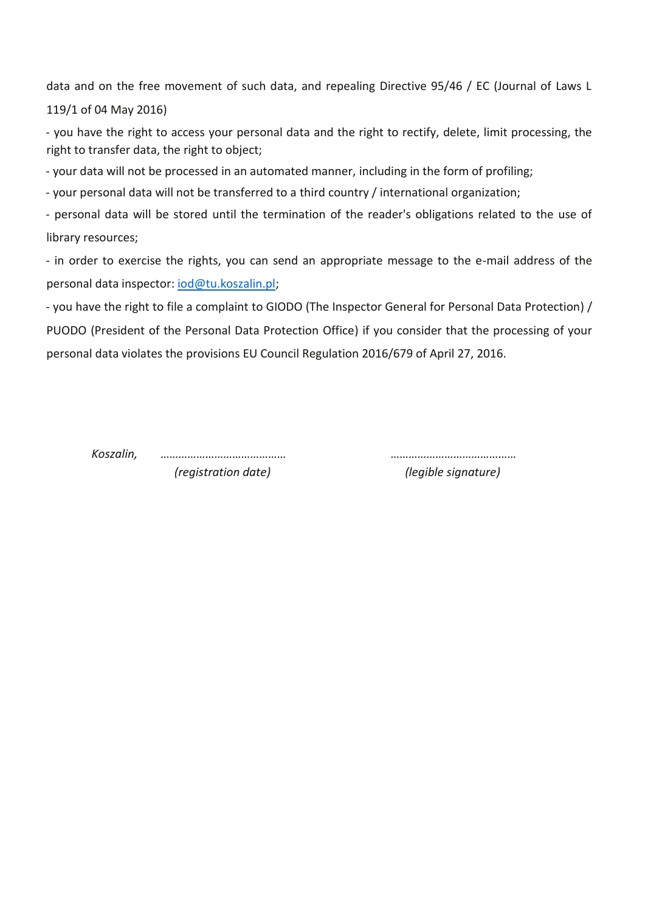data and on the free movement of such data, and repealing Directive 95/46 / EC (Journal of Laws L 119/1 of 04 May 2016)

- you have the right to access your personal data and the right to rectify, delete, limit processing, the right to transfer data, the right to object;
- your data will not be processed in an automated manner, including in the form of profiling;
- your personal data will not be transferred to a third country / international organization;
- personal data will be stored until the termination of the reader's obligations related to the use of library resources;
- in order to exercise the rights, you can send an appropriate message to the e-mail address of the personal data inspector: iod@tu.koszalin.pl;
- you have the right to file a complaint to GIODO (The Inspector General for Personal Data Protection) / PUODO (President of the Personal Data Protection Office) if you consider that the processing of your personal data violates the provisions EU Council Regulation 2016/679 of April 27, 2016.

*Koszalin,* …………………………………… ……………………………………

*(registration date)* *(legible signature)*